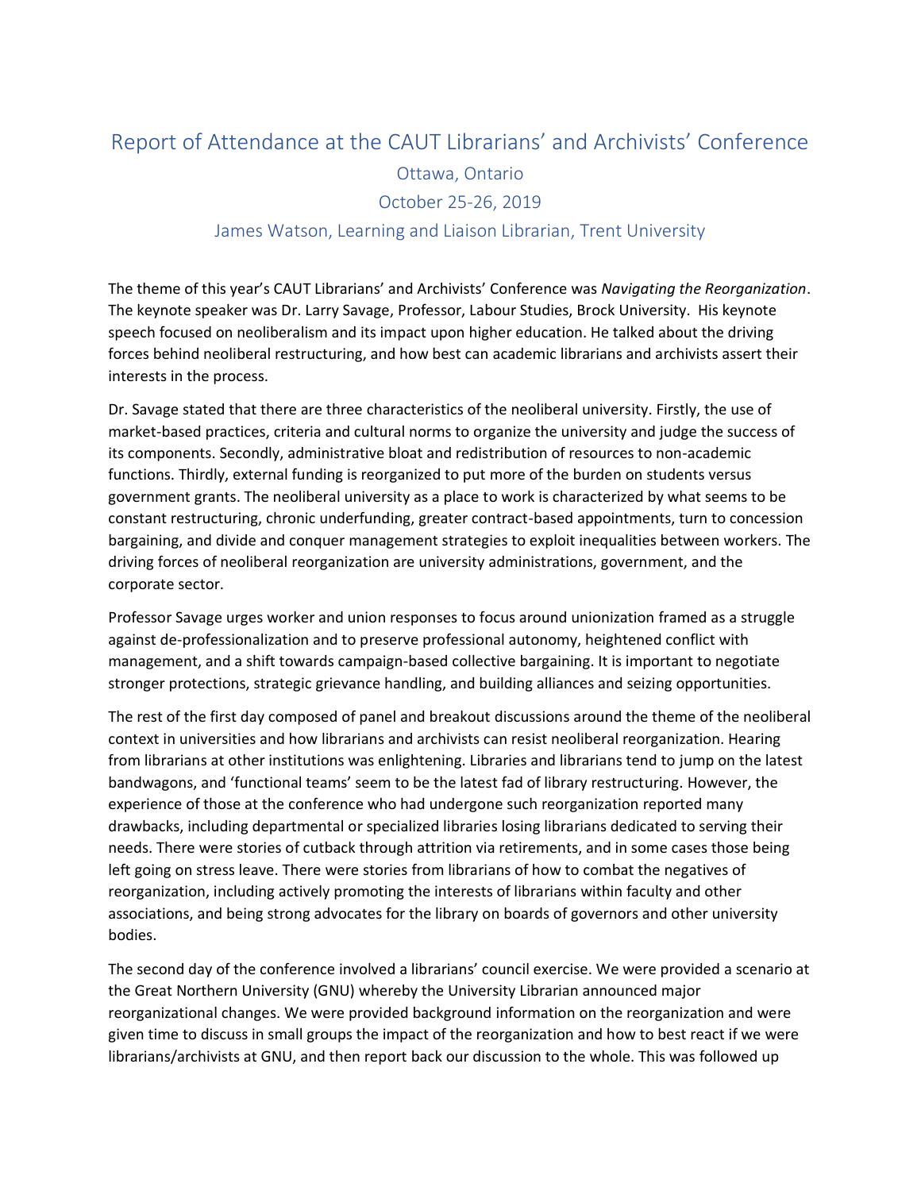# Report of Attendance at the CAUT Librarians' and Archivists' Conference

## Ottawa, Ontario

## October 25-26, 2019

## James Watson, Learning and Liaison Librarian, Trent University

The theme of this year's CAUT Librarians' and Archivists' Conference was *Navigating the Reorganization*. The keynote speaker was Dr. Larry Savage, Professor, Labour Studies, Brock University. His keynote speech focused on neoliberalism and its impact upon higher education. He talked about the driving forces behind neoliberal restructuring, and how best can academic librarians and archivists assert their interests in the process.

Dr. Savage stated that there are three characteristics of the neoliberal university. Firstly, the use of market-based practices, criteria and cultural norms to organize the university and judge the success of its components. Secondly, administrative bloat and redistribution of resources to non-academic functions. Thirdly, external funding is reorganized to put more of the burden on students versus government grants. The neoliberal university as a place to work is characterized by what seems to be constant restructuring, chronic underfunding, greater contract-based appointments, turn to concession bargaining, and divide and conquer management strategies to exploit inequalities between workers. The driving forces of neoliberal reorganization are university administrations, government, and the corporate sector.

Professor Savage urges worker and union responses to focus around unionization framed as a struggle against de-professionalization and to preserve professional autonomy, heightened conflict with management, and a shift towards campaign-based collective bargaining. It is important to negotiate stronger protections, strategic grievance handling, and building alliances and seizing opportunities.

The rest of the first day composed of panel and breakout discussions around the theme of the neoliberal context in universities and how librarians and archivists can resist neoliberal reorganization. Hearing from librarians at other institutions was enlightening. Libraries and librarians tend to jump on the latest bandwagons, and 'functional teams' seem to be the latest fad of library restructuring. However, the experience of those at the conference who had undergone such reorganization reported many drawbacks, including departmental or specialized libraries losing librarians dedicated to serving their needs. There were stories of cutback through attrition via retirements, and in some cases those being left going on stress leave. There were stories from librarians of how to combat the negatives of reorganization, including actively promoting the interests of librarians within faculty and other associations, and being strong advocates for the library on boards of governors and other university bodies.

The second day of the conference involved a librarians' council exercise. We were provided a scenario at the Great Northern University (GNU) whereby the University Librarian announced major reorganizational changes. We were provided background information on the reorganization and were given time to discuss in small groups the impact of the reorganization and how to best react if we were librarians/archivists at GNU, and then report back our discussion to the whole. This was followed up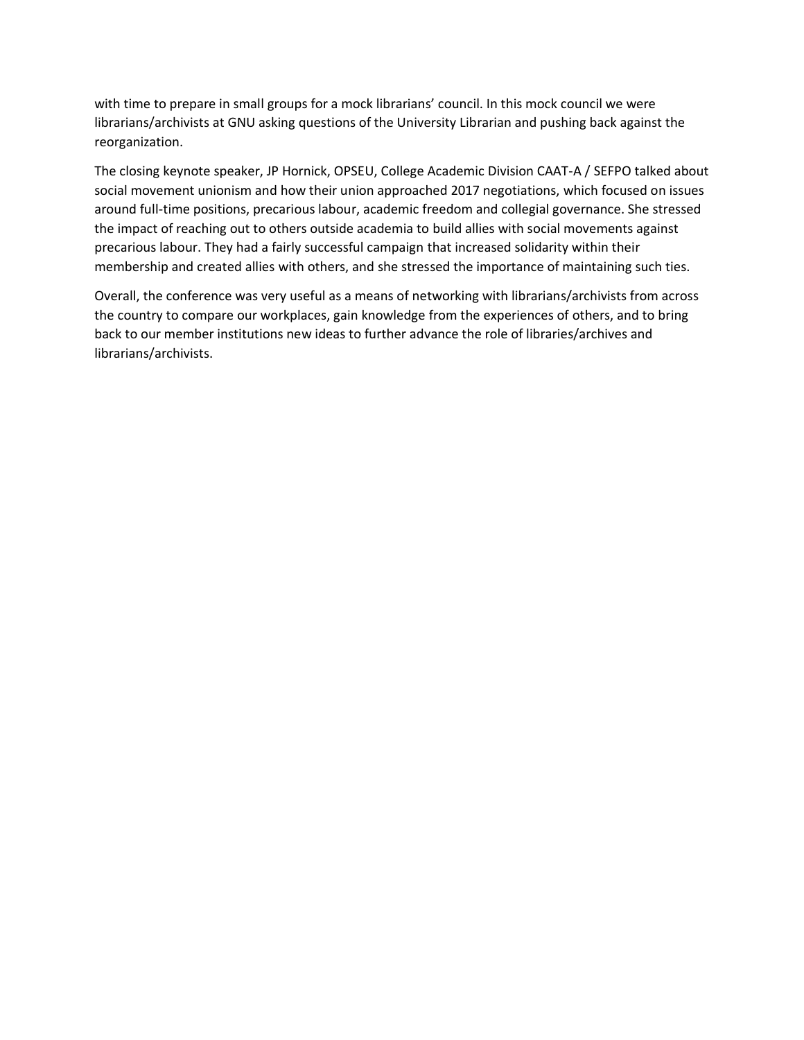with time to prepare in small groups for a mock librarians' council. In this mock council we were librarians/archivists at GNU asking questions of the University Librarian and pushing back against the reorganization.

The closing keynote speaker, JP Hornick, OPSEU, College Academic Division CAAT-A / SEFPO talked about social movement unionism and how their union approached 2017 negotiations, which focused on issues around full-time positions, precarious labour, academic freedom and collegial governance. She stressed the impact of reaching out to others outside academia to build allies with social movements against precarious labour. They had a fairly successful campaign that increased solidarity within their membership and created allies with others, and she stressed the importance of maintaining such ties.

Overall, the conference was very useful as a means of networking with librarians/archivists from across the country to compare our workplaces, gain knowledge from the experiences of others, and to bring back to our member institutions new ideas to further advance the role of libraries/archives and librarians/archivists.